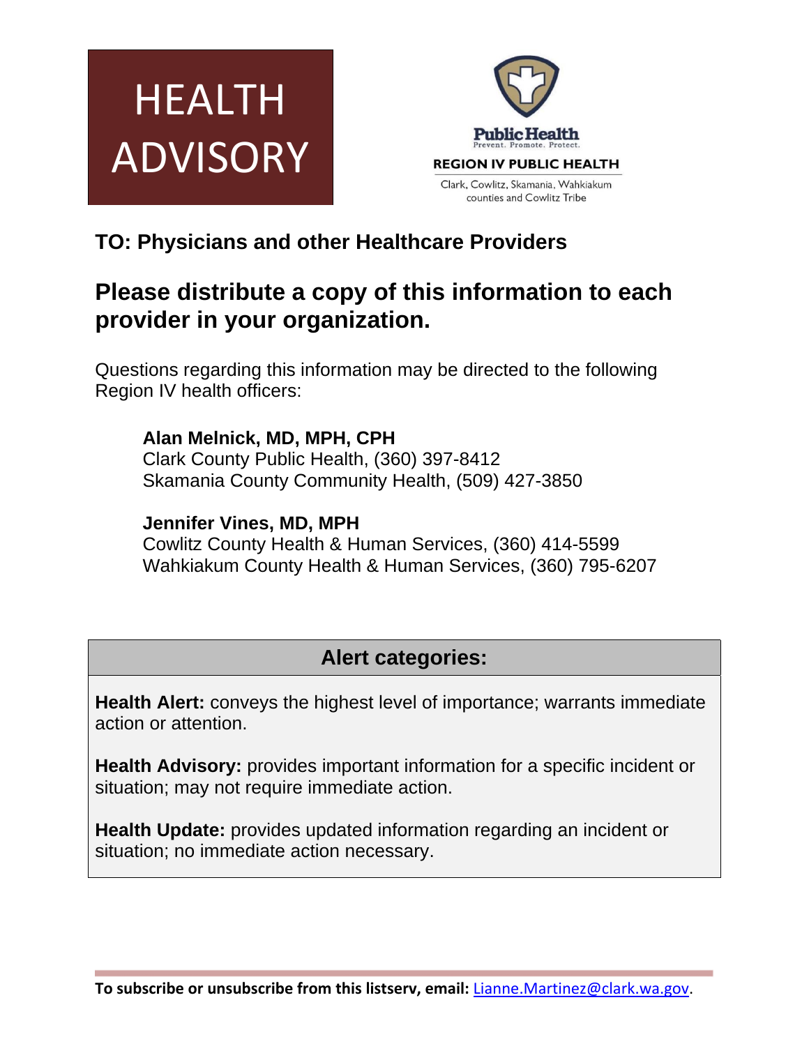# HEALTH ADVISORY

Public Health
Prevent. Promote. Protect.

REGION IV PUBLIC HEALTH

Clark, Cowlitz, Skamania, Wahkiakum counties and Cowlitz Tribe

## TO: Physicians and other Healthcare Providers

## Please distribute a copy of this information to each provider in your organization.

Questions regarding this information may be directed to the following Region IV health officers:

**Alan Melnick, MD, MPH, CPH**
Clark County Public Health, (360) 397-8412
Skamania County Community Health, (509) 427-3850

**Jennifer Vines, MD, MPH**
Cowlitz County Health & Human Services, (360) 414-5599
Wahkiakum County Health & Human Services, (360) 795-6207

### Alert categories:

**Health Alert:** conveys the highest level of importance; warrants immediate action or attention.

**Health Advisory:** provides important information for a specific incident or situation; may not require immediate action.

**Health Update:** provides updated information regarding an incident or situation; no immediate action necessary.

**To subscribe or unsubscribe from this listserv, email:** Lianne.Martinez@clark.wa.gov.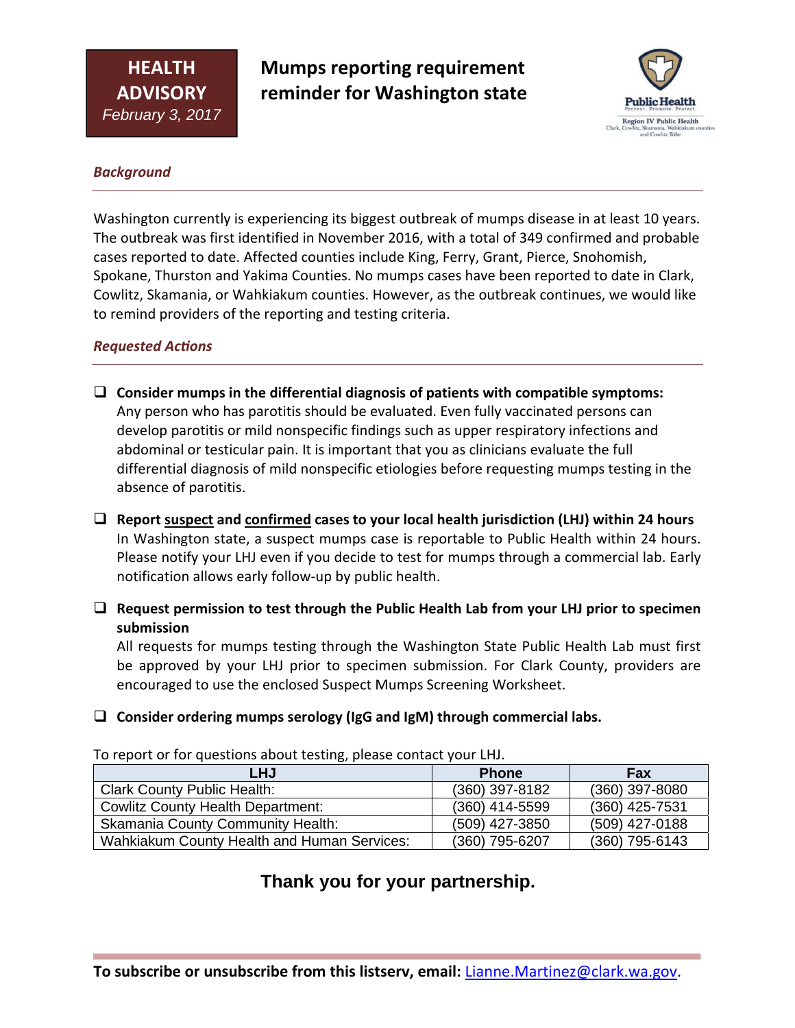**HEALTH ADVISORY**
*February 3, 2017*

# Mumps reporting requirement reminder for Washington state

Public Health
Prevent. Promote. Protect.
Region IV Public Health
Clark, Cowlitz, Skamania, Wahkiakum counties and Cowlitz Tribe

## *Background*

Washington currently is experiencing its biggest outbreak of mumps disease in at least 10 years. The outbreak was first identified in November 2016, with a total of 349 confirmed and probable cases reported to date. Affected counties include King, Ferry, Grant, Pierce, Snohomish, Spokane, Thurston and Yakima Counties. No mumps cases have been reported to date in Clark, Cowlitz, Skamania, or Wahkiakum counties. However, as the outbreak continues, we would like to remind providers of the reporting and testing criteria.

## *Requested Actions*

- ❑ **Consider mumps in the differential diagnosis of patients with compatible symptoms:** Any person who has parotitis should be evaluated. Even fully vaccinated persons can develop parotitis or mild nonspecific findings such as upper respiratory infections and abdominal or testicular pain. It is important that you as clinicians evaluate the full differential diagnosis of mild nonspecific etiologies before requesting mumps testing in the absence of parotitis.

- ❑ **Report <u>suspect</u> and <u>confirmed</u> cases to your local health jurisdiction (LHJ) within 24 hours**
  In Washington state, a suspect mumps case is reportable to Public Health within 24 hours. Please notify your LHJ even if you decide to test for mumps through a commercial lab. Early notification allows early follow-up by public health.

- ❑ **Request permission to test through the Public Health Lab from your LHJ prior to specimen submission**
  All requests for mumps testing through the Washington State Public Health Lab must first be approved by your LHJ prior to specimen submission. For Clark County, providers are encouraged to use the enclosed Suspect Mumps Screening Worksheet.

- ❑ **Consider ordering mumps serology (IgG and IgM) through commercial labs.**

To report or for questions about testing, please contact your LHJ.

| LHJ | Phone | Fax |
|---|---|---|
| Clark County Public Health: | (360) 397-8182 | (360) 397-8080 |
| Cowlitz County Health Department: | (360) 414-5599 | (360) 425-7531 |
| Skamania County Community Health: | (509) 427-3850 | (509) 427-0188 |
| Wahkiakum County Health and Human Services: | (360) 795-6207 | (360) 795-6143 |

**Thank you for your partnership.**

**To subscribe or unsubscribe from this listserv, email:** [Lianne.Martinez@clark.wa.gov](mailto:Lianne.Martinez@clark.wa.gov).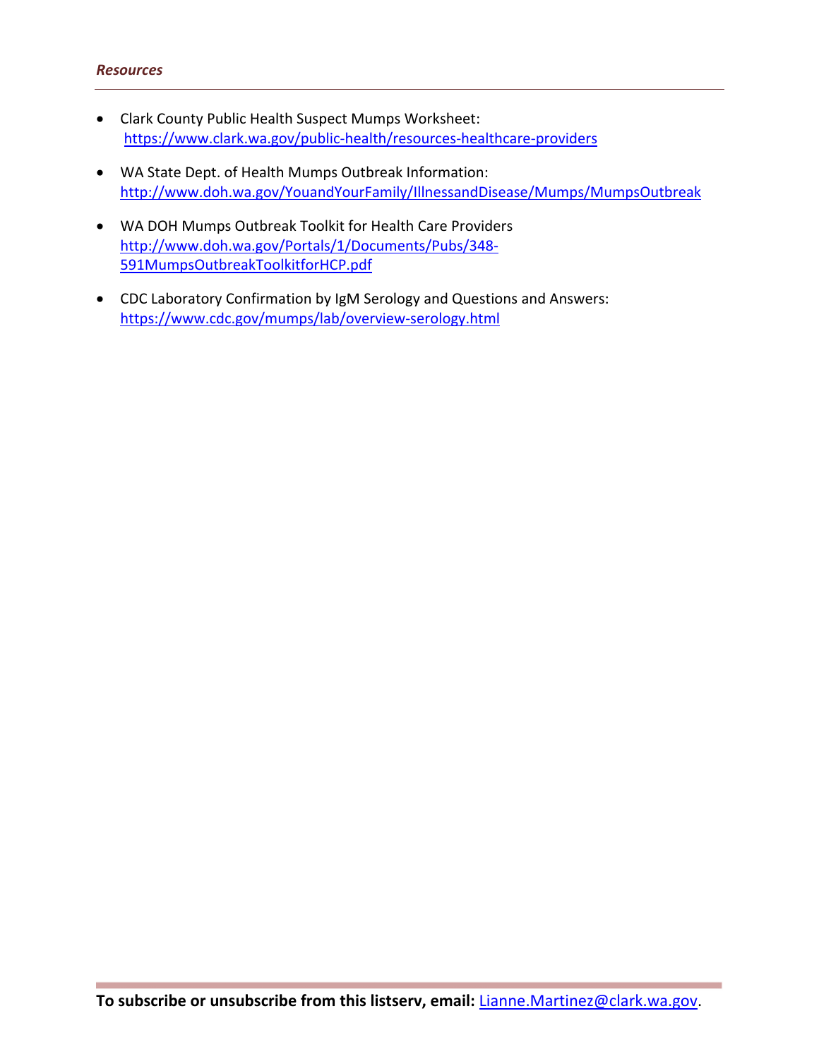***Resources***

- Clark County Public Health Suspect Mumps Worksheet: https://www.clark.wa.gov/public-health/resources-healthcare-providers
- WA State Dept. of Health Mumps Outbreak Information: http://www.doh.wa.gov/YouandYourFamily/IllnessandDisease/Mumps/MumpsOutbreak
- WA DOH Mumps Outbreak Toolkit for Health Care Providers http://www.doh.wa.gov/Portals/1/Documents/Pubs/348-591MumpsOutbreakToolkitforHCP.pdf
- CDC Laboratory Confirmation by IgM Serology and Questions and Answers: https://www.cdc.gov/mumps/lab/overview-serology.html

**To subscribe or unsubscribe from this listserv, email:** Lianne.Martinez@clark.wa.gov.